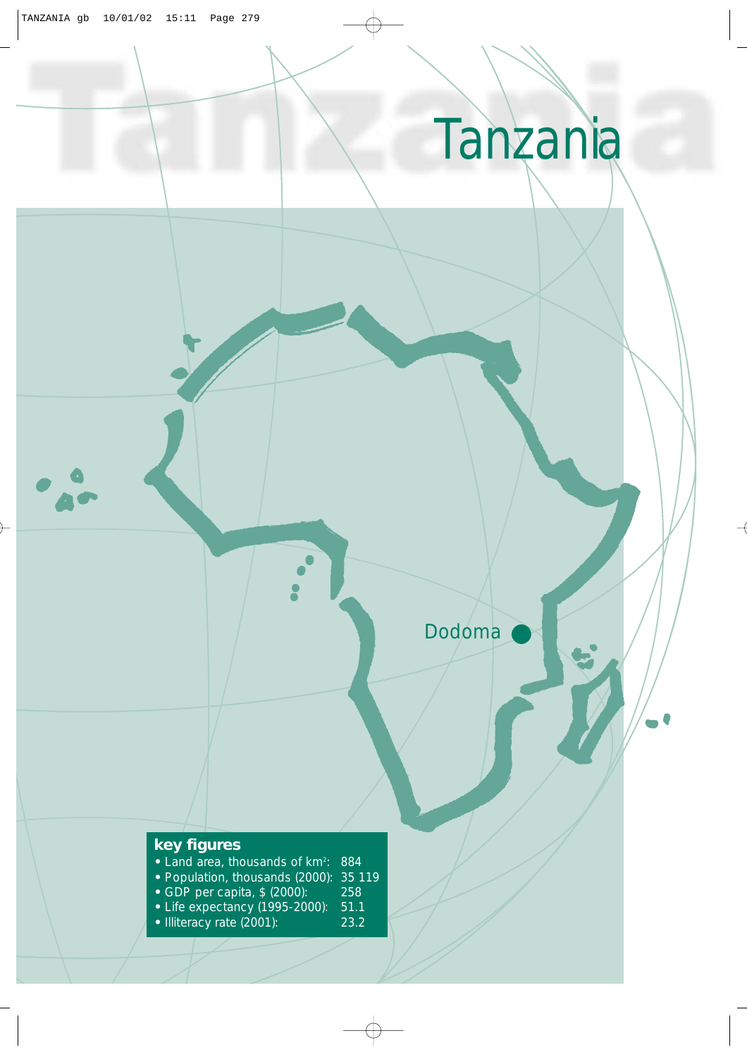# Tanzania

Dodoma

## key figures

| | |
|---|---|
| • Land area, thousands of km²: | 884 |
| • Population, thousands (2000): | 35 119 |
| • GDP per capita, $ (2000): | 258 |
| • Life expectancy (1995-2000): | 51.1 |
| • Illiteracy rate (2001): | 23.2 |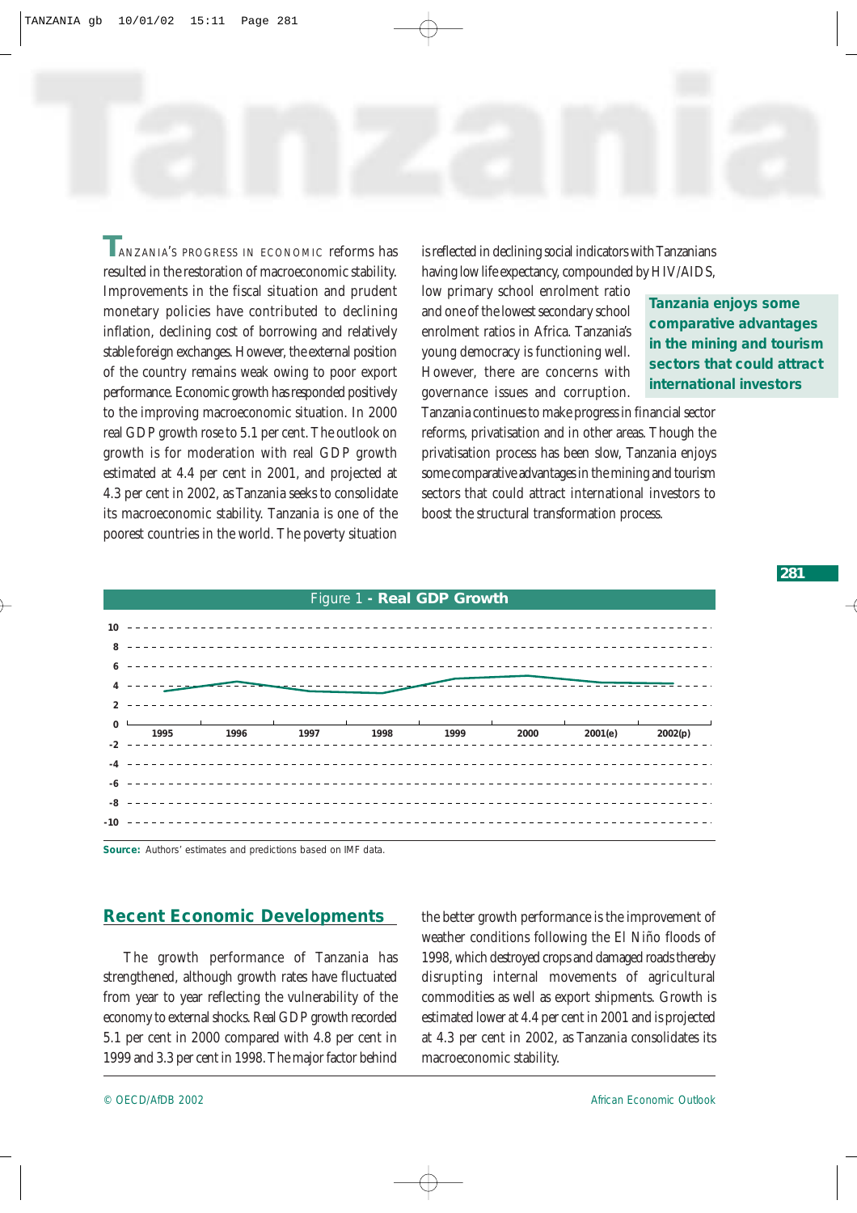# Tanzania

TANZANIA'S PROGRESS IN ECONOMIC reforms has resulted in the restoration of macroeconomic stability. Improvements in the fiscal situation and prudent monetary policies have contributed to declining inflation, declining cost of borrowing and relatively stable foreign exchanges. However, the external position of the country remains weak owing to poor export performance. Economic growth has responded positively to the improving macroeconomic situation. In 2000 real GDP growth rose to 5.1 per cent. The outlook on growth is for moderation with real GDP growth estimated at 4.4 per cent in 2001, and projected at 4.3 per cent in 2002, as Tanzania seeks to consolidate its macroeconomic stability. Tanzania is one of the poorest countries in the world. The poverty situation is reflected in declining social indicators with Tanzanians having low life expectancy, compounded by HIV/AIDS, low primary school enrolment ratio and one of the lowest secondary school enrolment ratios in Africa. Tanzania's young democracy is functioning well. However, there are concerns with governance issues and corruption. Tanzania continues to make progress in financial sector reforms, privatisation and in other areas. Though the privatisation process has been slow, Tanzania enjoys some comparative advantages in the mining and tourism sectors that could attract international investors to boost the structural transformation process.

**Tanzania enjoys some comparative advantages in the mining and tourism sectors that could attract international investors**

Figure 1 - **Real GDP Growth**

**Source:** Authors' estimates and predictions based on IMF data.

## Recent Economic Developments

The growth performance of Tanzania has strengthened, although growth rates have fluctuated from year to year reflecting the vulnerability of the economy to external shocks. Real GDP growth recorded 5.1 per cent in 2000 compared with 4.8 per cent in 1999 and 3.3 per cent in 1998. The major factor behind the better growth performance is the improvement of weather conditions following the El Niño floods of 1998, which destroyed crops and damaged roads thereby disrupting internal movements of agricultural commodities as well as export shipments. Growth is estimated lower at 4.4 per cent in 2001 and is projected at 4.3 per cent in 2002, as Tanzania consolidates its macroeconomic stability.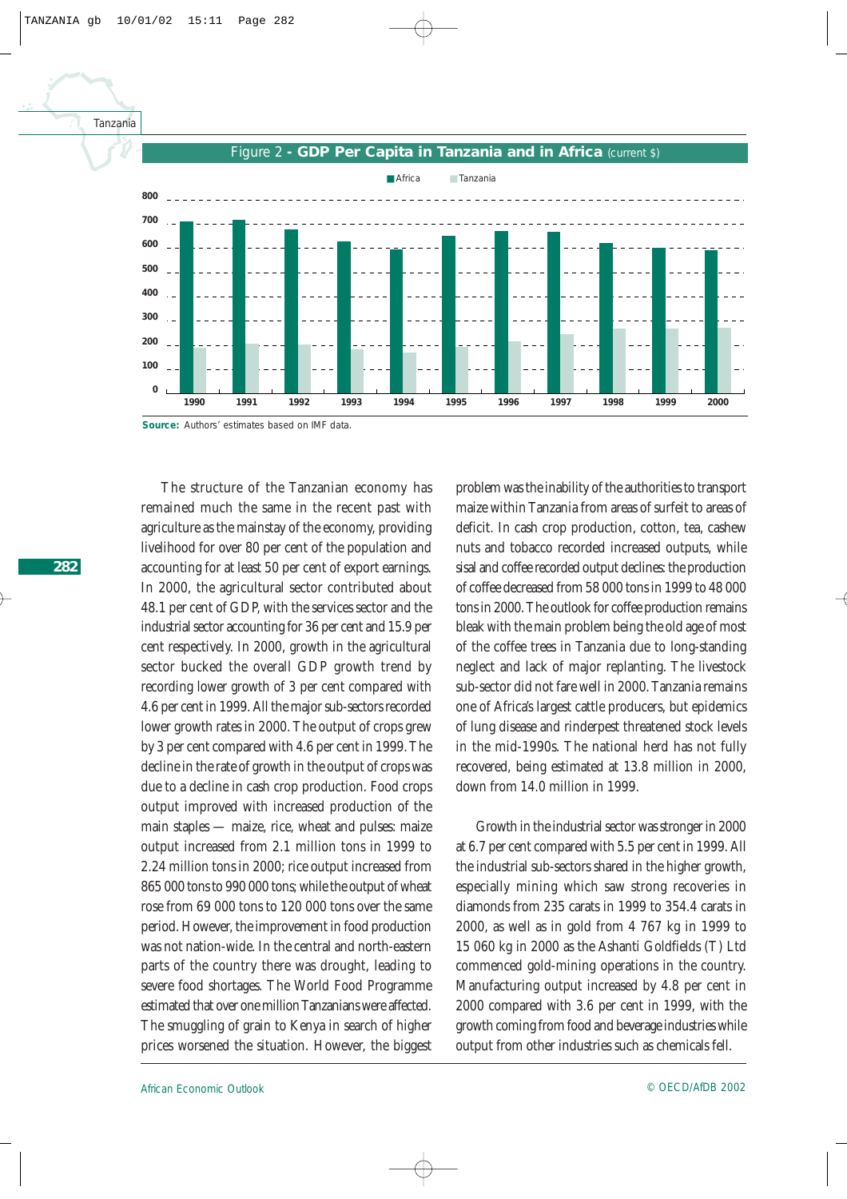Figure 2 - **GDP Per Capita in Tanzania and in Africa** (current $)

**Source:** Authors' estimates based on IMF data.

The structure of the Tanzanian economy has remained much the same in the recent past with agriculture as the mainstay of the economy, providing livelihood for over 80 per cent of the population and accounting for at least 50 per cent of export earnings. In 2000, the agricultural sector contributed about 48.1 per cent of GDP, with the services sector and the industrial sector accounting for 36 per cent and 15.9 per cent respectively. In 2000, growth in the agricultural sector bucked the overall GDP growth trend by recording lower growth of 3 per cent compared with 4.6 per cent in 1999. All the major sub-sectors recorded lower growth rates in 2000. The output of crops grew by 3 per cent compared with 4.6 per cent in 1999. The decline in the rate of growth in the output of crops was due to a decline in cash crop production. Food crops output improved with increased production of the main staples — maize, rice, wheat and pulses: maize output increased from 2.1 million tons in 1999 to 2.24 million tons in 2000; rice output increased from 865 000 tons to 990 000 tons; while the output of wheat rose from 69 000 tons to 120 000 tons over the same period. However, the improvement in food production was not nation-wide. In the central and north-eastern parts of the country there was drought, leading to severe food shortages. The World Food Programme estimated that over one million Tanzanians were affected. The smuggling of grain to Kenya in search of higher prices worsened the situation. However, the biggest problem was the inability of the authorities to transport maize within Tanzania from areas of surfeit to areas of deficit. In cash crop production, cotton, tea, cashew nuts and tobacco recorded increased outputs, while sisal and coffee recorded output declines: the production of coffee decreased from 58 000 tons in 1999 to 48 000 tons in 2000. The outlook for coffee production remains bleak with the main problem being the old age of most of the coffee trees in Tanzania due to long-standing neglect and lack of major replanting. The livestock sub-sector did not fare well in 2000. Tanzania remains one of Africa's largest cattle producers, but epidemics of lung disease and rinderpest threatened stock levels in the mid-1990s. The national herd has not fully recovered, being estimated at 13.8 million in 2000, down from 14.0 million in 1999.

Growth in the industrial sector was stronger in 2000 at 6.7 per cent compared with 5.5 per cent in 1999. All the industrial sub-sectors shared in the higher growth, especially mining which saw strong recoveries in diamonds from 235 carats in 1999 to 354.4 carats in 2000, as well as in gold from 4 767 kg in 1999 to 15 060 kg in 2000 as the Ashanti Goldfields (T) Ltd commenced gold-mining operations in the country. Manufacturing output increased by 4.8 per cent in 2000 compared with 3.6 per cent in 1999, with the growth coming from food and beverage industries while output from other industries such as chemicals fell.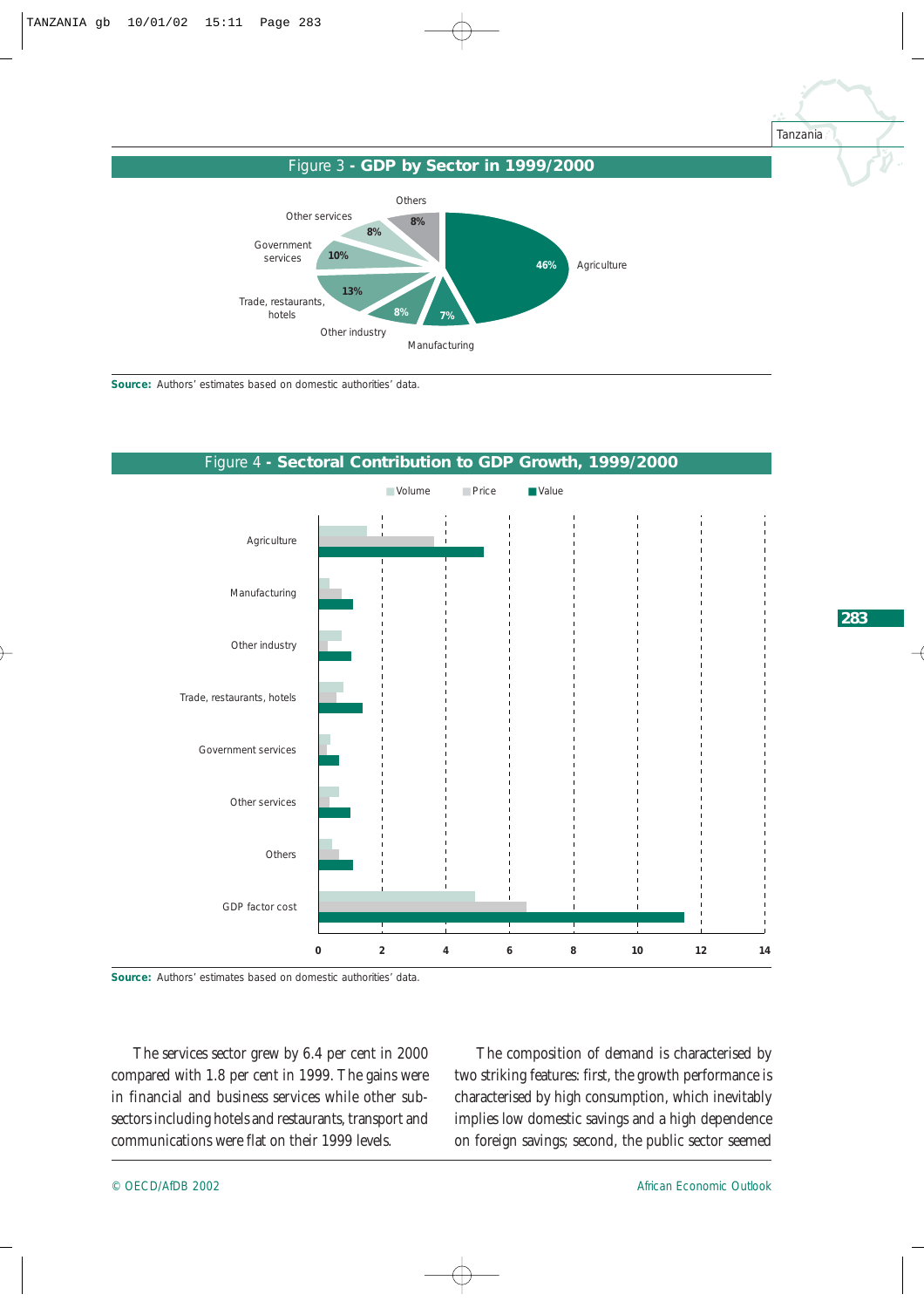## Figure 3 - GDP by Sector in 1999/2000

| Sector | Share |
|---|---|
| Agriculture | 46% |
| Manufacturing | 7% |
| Other industry | 8% |
| Trade, restaurants, hotels | 13% |
| Government services | 10% |
| Other services | 8% |
| Others | 8% |

**Source:** Authors' estimates based on domestic authorities' data.

## Figure 4 - Sectoral Contribution to GDP Growth, 1999/2000

Legend: Volume, Price, Value

Sectors: Agriculture, Manufacturing, Other industry, Trade, restaurants, hotels, Government services, Other services, Others, GDP factor cost

Axis: 0, 2, 4, 6, 8, 10, 12, 14

**Source:** Authors' estimates based on domestic authorities' data.

The services sector grew by 6.4 per cent in 2000 compared with 1.8 per cent in 1999. The gains were in financial and business services while other sub-sectors including hotels and restaurants, transport and communications were flat on their 1999 levels.

The composition of demand is characterised by two striking features: first, the growth performance is characterised by high consumption, which inevitably implies low domestic savings and a high dependence on foreign savings; second, the public sector seemed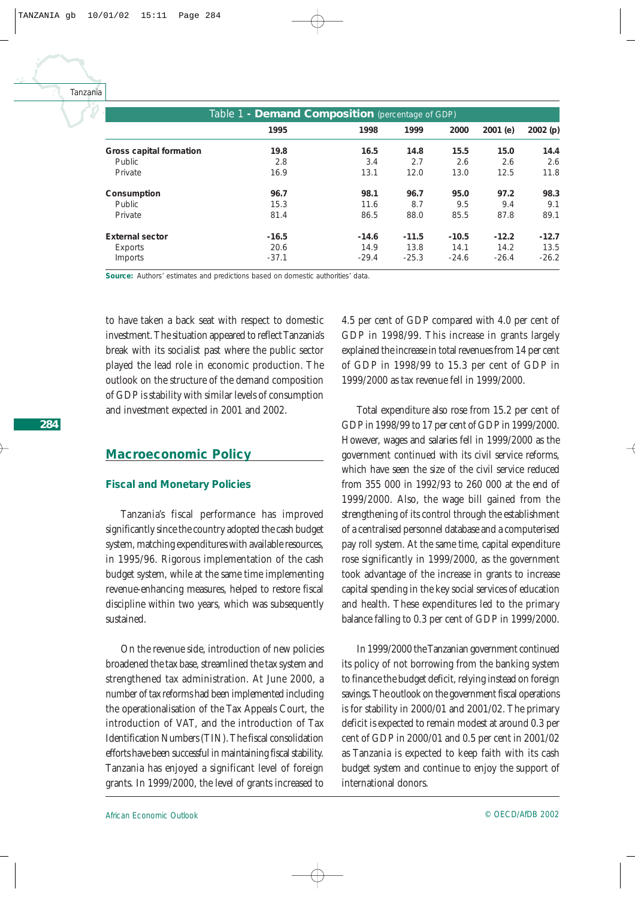Table 1 - **Demand Composition** (percentage of GDP)

| | 1995 | 1998 | 1999 | 2000 | 2001 (e) | 2002 (p) |
|---|---|---|---|---|---|---|
| **Gross capital formation** | **19.8** | **16.5** | **14.8** | **15.5** | **15.0** | **14.4** |
| Public | 2.8 | 3.4 | 2.7 | 2.6 | 2.6 | 2.6 |
| Private | 16.9 | 13.1 | 12.0 | 13.0 | 12.5 | 11.8 |
| **Consumption** | **96.7** | **98.1** | **96.7** | **95.0** | **97.2** | **98.3** |
| Public | 15.3 | 11.6 | 8.7 | 9.5 | 9.4 | 9.1 |
| Private | 81.4 | 86.5 | 88.0 | 85.5 | 87.8 | 89.1 |
| **External sector** | **-16.5** | **-14.6** | **-11.5** | **-10.5** | **-12.2** | **-12.7** |
| Exports | 20.6 | 14.9 | 13.8 | 14.1 | 14.2 | 13.5 |
| Imports | -37.1 | -29.4 | -25.3 | -24.6 | -26.4 | -26.2 |

**Source:** Authors' estimates and predictions based on domestic authorities' data.

to have taken a back seat with respect to domestic investment. The situation appeared to reflect Tanzania's break with its socialist past where the public sector played the lead role in economic production. The outlook on the structure of the demand composition of GDP is stability with similar levels of consumption and investment expected in 2001 and 2002.

## Macroeconomic Policy

### Fiscal and Monetary Policies

Tanzania's fiscal performance has improved significantly since the country adopted the cash budget system, matching expenditures with available resources, in 1995/96. Rigorous implementation of the cash budget system, while at the same time implementing revenue-enhancing measures, helped to restore fiscal discipline within two years, which was subsequently sustained.

On the revenue side, introduction of new policies broadened the tax base, streamlined the tax system and strengthened tax administration. At June 2000, a number of tax reforms had been implemented including the operationalisation of the Tax Appeals Court, the introduction of VAT, and the introduction of Tax Identification Numbers (TIN). The fiscal consolidation efforts have been successful in maintaining fiscal stability. Tanzania has enjoyed a significant level of foreign grants. In 1999/2000, the level of grants increased to 4.5 per cent of GDP compared with 4.0 per cent of GDP in 1998/99. This increase in grants largely explained the increase in total revenues from 14 per cent of GDP in 1998/99 to 15.3 per cent of GDP in 1999/2000 as tax revenue fell in 1999/2000.

Total expenditure also rose from 15.2 per cent of GDP in 1998/99 to 17 per cent of GDP in 1999/2000. However, wages and salaries fell in 1999/2000 as the government continued with its civil service reforms, which have seen the size of the civil service reduced from 355 000 in 1992/93 to 260 000 at the end of 1999/2000. Also, the wage bill gained from the strengthening of its control through the establishment of a centralised personnel database and a computerised pay roll system. At the same time, capital expenditure rose significantly in 1999/2000, as the government took advantage of the increase in grants to increase capital spending in the key social services of education and health. These expenditures led to the primary balance falling to 0.3 per cent of GDP in 1999/2000.

In 1999/2000 the Tanzanian government continued its policy of not borrowing from the banking system to finance the budget deficit, relying instead on foreign savings. The outlook on the government fiscal operations is for stability in 2000/01 and 2001/02. The primary deficit is expected to remain modest at around 0.3 per cent of GDP in 2000/01 and 0.5 per cent in 2001/02 as Tanzania is expected to keep faith with its cash budget system and continue to enjoy the support of international donors.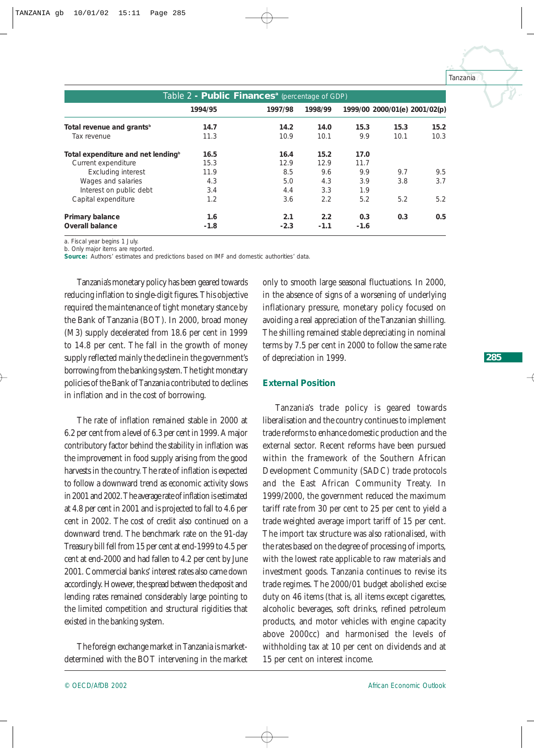Table 2 - **Public Finances**[a] (percentage of GDP)

| | 1994/95 | 1997/98 | 1998/99 | 1999/00 | 2000/01(e) | 2001/02(p) |
|---|---|---|---|---|---|---|
| **Total revenue and grants**[b] | **14.7** | **14.2** | **14.0** | **15.3** | **15.3** | **15.2** |
| Tax revenue | 11.3 | 10.9 | 10.1 | 9.9 | 10.1 | 10.3 |
| **Total expenditure and net lending**[b] | **16.5** | **16.4** | **15.2** | **17.0** | | |
| Current expenditure | 15.3 | 12.9 | 12.9 | 11.7 | | |
| Excluding interest | 11.9 | 8.5 | 9.6 | 9.9 | 9.7 | 9.5 |
| Wages and salaries | 4.3 | 5.0 | 4.3 | 3.9 | 3.8 | 3.7 |
| Interest on public debt | 3.4 | 4.4 | 3.3 | 1.9 | | |
| Capital expenditure | 1.2 | 3.6 | 2.2 | 5.2 | 5.2 | 5.2 |
| **Primary balance** | **1.6** | **2.1** | **2.2** | **0.3** | **0.3** | **0.5** |
| **Overall balance** | **-1.8** | **-2.3** | **-1.1** | **-1.6** | | |

a. Fiscal year begins 1 July.
b. Only major items are reported.
**Source:** Authors' estimates and predictions based on IMF and domestic authorities' data.

Tanzania's monetary policy has been geared towards reducing inflation to single-digit figures. This objective required the maintenance of tight monetary stance by the Bank of Tanzania (BOT). In 2000, broad money (M3) supply decelerated from 18.6 per cent in 1999 to 14.8 per cent. The fall in the growth of money supply reflected mainly the decline in the government's borrowing from the banking system. The tight monetary policies of the Bank of Tanzania contributed to declines in inflation and in the cost of borrowing.

The rate of inflation remained stable in 2000 at 6.2 per cent from a level of 6.3 per cent in 1999. A major contributory factor behind the stability in inflation was the improvement in food supply arising from the good harvests in the country. The rate of inflation is expected to follow a downward trend as economic activity slows in 2001 and 2002. The average rate of inflation is estimated at 4.8 per cent in 2001 and is projected to fall to 4.6 per cent in 2002. The cost of credit also continued on a downward trend. The benchmark rate on the 91-day Treasury bill fell from 15 per cent at end-1999 to 4.5 per cent at end-2000 and had fallen to 4.2 per cent by June 2001. Commercial banks' interest rates also came down accordingly. However, the spread between the deposit and lending rates remained considerably large pointing to the limited competition and structural rigidities that existed in the banking system.

The foreign exchange market in Tanzania is market-determined with the BOT intervening in the market only to smooth large seasonal fluctuations. In 2000, in the absence of signs of a worsening of underlying inflationary pressure, monetary policy focused on avoiding a real appreciation of the Tanzanian shilling. The shilling remained stable depreciating in nominal terms by 7.5 per cent in 2000 to follow the same rate of depreciation in 1999.

## External Position

Tanzania's trade policy is geared towards liberalisation and the country continues to implement trade reforms to enhance domestic production and the external sector. Recent reforms have been pursued within the framework of the Southern African Development Community (SADC) trade protocols and the East African Community Treaty. In 1999/2000, the government reduced the maximum tariff rate from 30 per cent to 25 per cent to yield a trade weighted average import tariff of 15 per cent. The import tax structure was also rationalised, with the rates based on the degree of processing of imports, with the lowest rate applicable to raw materials and investment goods. Tanzania continues to revise its trade regimes. The 2000/01 budget abolished excise duty on 46 items (that is, all items except cigarettes, alcoholic beverages, soft drinks, refined petroleum products, and motor vehicles with engine capacity above 2000cc) and harmonised the levels of withholding tax at 10 per cent on dividends and at 15 per cent on interest income.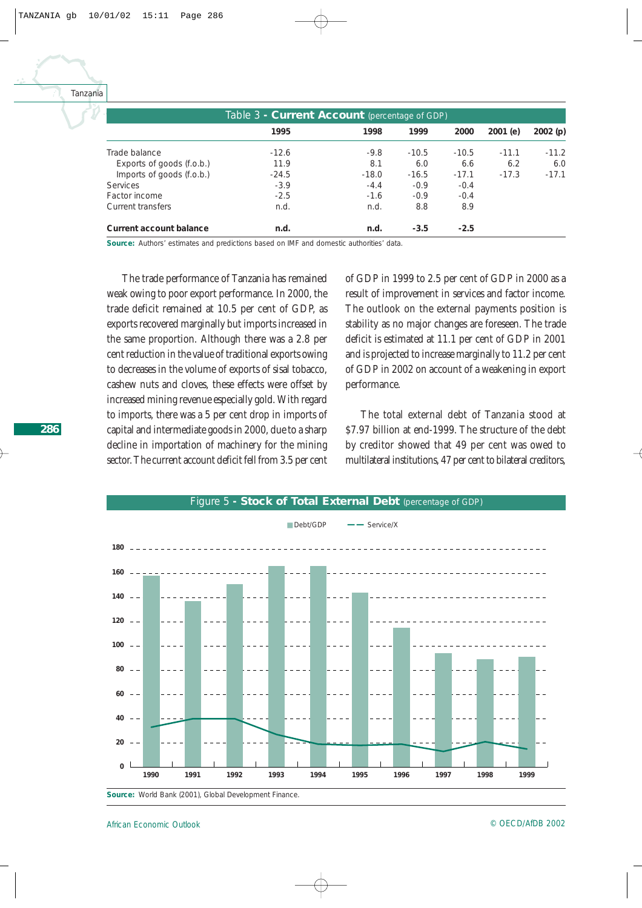Table 3 - **Current Account** (percentage of GDP)

| | 1995 | 1998 | 1999 | 2000 | 2001 (e) | 2002 (p) |
|---|---|---|---|---|---|---|
| Trade balance | -12.6 | -9.8 | -10.5 | -10.5 | -11.1 | -11.2 |
| Exports of goods (f.o.b.) | 11.9 | 8.1 | 6.0 | 6.6 | 6.2 | 6.0 |
| Imports of goods (f.o.b.) | -24.5 | -18.0 | -16.5 | -17.1 | -17.3 | -17.1 |
| Services | -3.9 | -4.4 | -0.9 | -0.4 | | |
| Factor income | -2.5 | -1.6 | -0.9 | -0.4 | | |
| Current transfers | n.d. | n.d. | 8.8 | 8.9 | | |
| **Current account balance** | **n.d.** | **n.d.** | **-3.5** | **-2.5** | | |

**Source:** Authors' estimates and predictions based on IMF and domestic authorities' data.

The trade performance of Tanzania has remained weak owing to poor export performance. In 2000, the trade deficit remained at 10.5 per cent of GDP, as exports recovered marginally but imports increased in the same proportion. Although there was a 2.8 per cent reduction in the value of traditional exports owing to decreases in the volume of exports of sisal tobacco, cashew nuts and cloves, these effects were offset by increased mining revenue especially gold. With regard to imports, there was a 5 per cent drop in imports of capital and intermediate goods in 2000, due to a sharp decline in importation of machinery for the mining sector. The current account deficit fell from 3.5 per cent of GDP in 1999 to 2.5 per cent of GDP in 2000 as a result of improvement in services and factor income. The outlook on the external payments position is stability as no major changes are foreseen. The trade deficit is estimated at 11.1 per cent of GDP in 2001 and is projected to increase marginally to 11.2 per cent of GDP in 2002 on account of a weakening in export performance.

The total external debt of Tanzania stood at $7.97 billion at end-1999. The structure of the debt by creditor showed that 49 per cent was owed to multilateral institutions, 47 per cent to bilateral creditors,

Figure 5 - **Stock of Total External Debt** (percentage of GDP)

**Source:** World Bank (2001), Global Development Finance.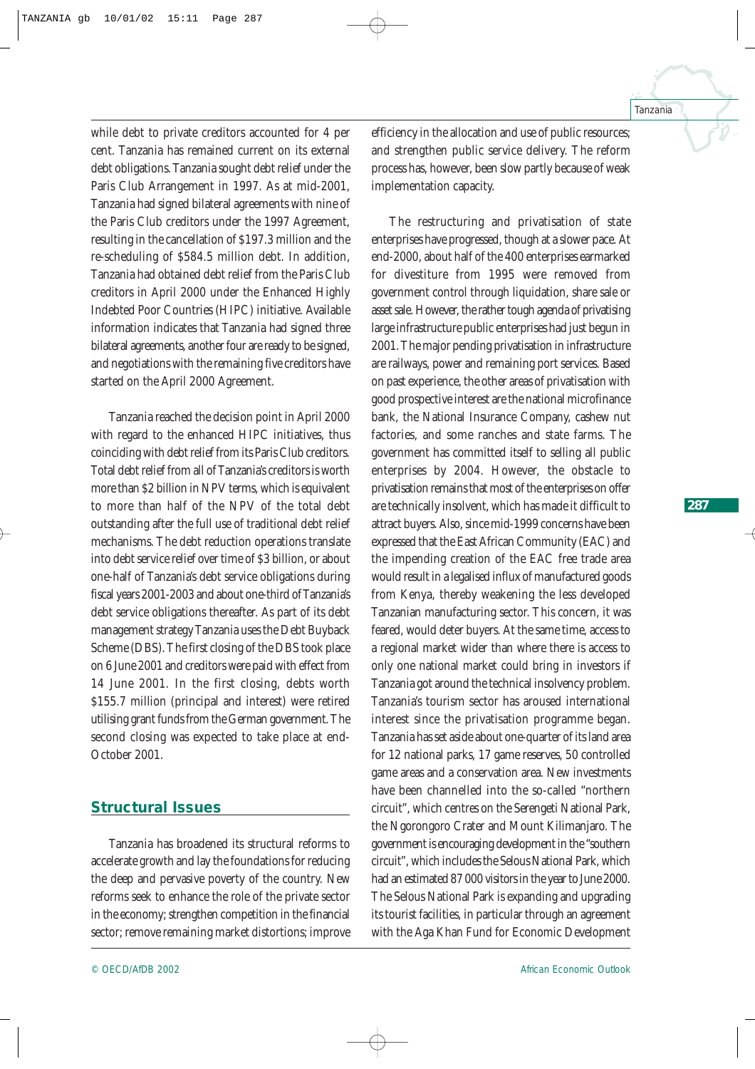while debt to private creditors accounted for 4 per cent. Tanzania has remained current on its external debt obligations. Tanzania sought debt relief under the Paris Club Arrangement in 1997. As at mid-2001, Tanzania had signed bilateral agreements with nine of the Paris Club creditors under the 1997 Agreement, resulting in the cancellation of $197.3 million and the re-scheduling of $584.5 million debt. In addition, Tanzania had obtained debt relief from the Paris Club creditors in April 2000 under the Enhanced Highly Indebted Poor Countries (HIPC) initiative. Available information indicates that Tanzania had signed three bilateral agreements, another four are ready to be signed, and negotiations with the remaining five creditors have started on the April 2000 Agreement.

Tanzania reached the decision point in April 2000 with regard to the enhanced HIPC initiatives, thus coinciding with debt relief from its Paris Club creditors. Total debt relief from all of Tanzania's creditors is worth more than $2 billion in NPV terms, which is equivalent to more than half of the NPV of the total debt outstanding after the full use of traditional debt relief mechanisms. The debt reduction operations translate into debt service relief over time of $3 billion, or about one-half of Tanzania's debt service obligations during fiscal years 2001-2003 and about one-third of Tanzania's debt service obligations thereafter. As part of its debt management strategy Tanzania uses the Debt Buyback Scheme (DBS). The first closing of the DBS took place on 6 June 2001 and creditors were paid with effect from 14 June 2001. In the first closing, debts worth $155.7 million (principal and interest) were retired utilising grant funds from the German government. The second closing was expected to take place at end-October 2001.

## Structural Issues

Tanzania has broadened its structural reforms to accelerate growth and lay the foundations for reducing the deep and pervasive poverty of the country. New reforms seek to enhance the role of the private sector in the economy; strengthen competition in the financial sector; remove remaining market distortions; improve efficiency in the allocation and use of public resources; and strengthen public service delivery. The reform process has, however, been slow partly because of weak implementation capacity.

The restructuring and privatisation of state enterprises have progressed, though at a slower pace. At end-2000, about half of the 400 enterprises earmarked for divestiture from 1995 were removed from government control through liquidation, share sale or asset sale. However, the rather tough agenda of privatising large infrastructure public enterprises had just begun in 2001. The major pending privatisation in infrastructure are railways, power and remaining port services. Based on past experience, the other areas of privatisation with good prospective interest are the national microfinance bank, the National Insurance Company, cashew nut factories, and some ranches and state farms. The government has committed itself to selling all public enterprises by 2004. However, the obstacle to privatisation remains that most of the enterprises on offer are technically insolvent, which has made it difficult to attract buyers. Also, since mid-1999 concerns have been expressed that the East African Community (EAC) and the impending creation of the EAC free trade area would result in a legalised influx of manufactured goods from Kenya, thereby weakening the less developed Tanzanian manufacturing sector. This concern, it was feared, would deter buyers. At the same time, access to a regional market wider than where there is access to only one national market could bring in investors if Tanzania got around the technical insolvency problem. Tanzania's tourism sector has aroused international interest since the privatisation programme began. Tanzania has set aside about one-quarter of its land area for 12 national parks, 17 game reserves, 50 controlled game areas and a conservation area. New investments have been channelled into the so-called "northern circuit", which centres on the Serengeti National Park, the Ngorongoro Crater and Mount Kilimanjaro. The government is encouraging development in the "southern circuit", which includes the Selous National Park, which had an estimated 87 000 visitors in the year to June 2000. The Selous National Park is expanding and upgrading its tourist facilities, in particular through an agreement with the Aga Khan Fund for Economic Development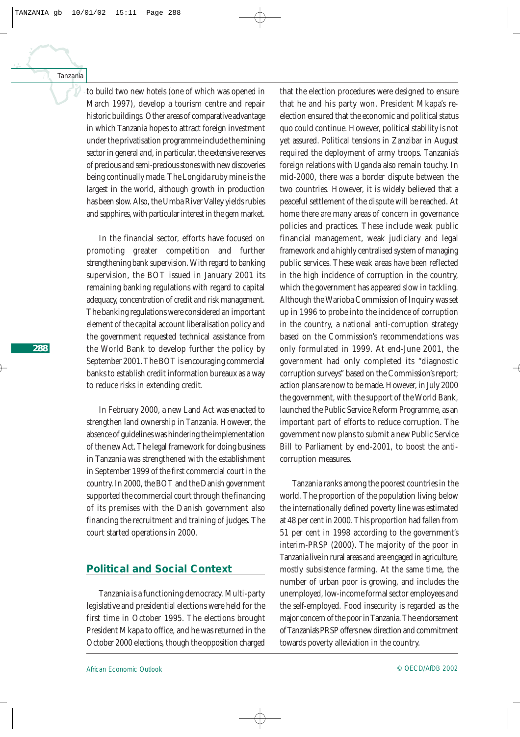to build two new hotels (one of which was opened in March 1997), develop a tourism centre and repair historic buildings. Other areas of comparative advantage in which Tanzania hopes to attract foreign investment under the privatisation programme include the mining sector in general and, in particular, the extensive reserves of precious and semi-precious stones with new discoveries being continually made. The Longida ruby mine is the largest in the world, although growth in production has been slow. Also, the Umba River Valley yields rubies and sapphires, with particular interest in the gem market.

In the financial sector, efforts have focused on promoting greater competition and further strengthening bank supervision. With regard to banking supervision, the BOT issued in January 2001 its remaining banking regulations with regard to capital adequacy, concentration of credit and risk management. The banking regulations were considered an important element of the capital account liberalisation policy and the government requested technical assistance from the World Bank to develop further the policy by September 2001. The BOT is encouraging commercial banks to establish credit information bureaux as a way to reduce risks in extending credit.

In February 2000, a new Land Act was enacted to strengthen land ownership in Tanzania. However, the absence of guidelines was hindering the implementation of the new Act. The legal framework for doing business in Tanzania was strengthened with the establishment in September 1999 of the first commercial court in the country. In 2000, the BOT and the Danish government supported the commercial court through the financing of its premises with the Danish government also financing the recruitment and training of judges. The court started operations in 2000.

## Political and Social Context

Tanzania is a functioning democracy. Multi-party legislative and presidential elections were held for the first time in October 1995. The elections brought President Mkapa to office, and he was returned in the October 2000 elections, though the opposition charged that the election procedures were designed to ensure that he and his party won. President Mkapa's re-election ensured that the economic and political status quo could continue. However, political stability is not yet assured. Political tensions in Zanzibar in August required the deployment of army troops. Tanzania's foreign relations with Uganda also remain touchy. In mid-2000, there was a border dispute between the two countries. However, it is widely believed that a peaceful settlement of the dispute will be reached. At home there are many areas of concern in governance policies and practices. These include weak public financial management, weak judiciary and legal framework and a highly centralised system of managing public services. These weak areas have been reflected in the high incidence of corruption in the country, which the government has appeared slow in tackling. Although the Warioba Commission of Inquiry was set up in 1996 to probe into the incidence of corruption in the country, a national anti-corruption strategy based on the Commission's recommendations was only formulated in 1999. At end-June 2001, the government had only completed its "diagnostic corruption surveys" based on the Commission's report; action plans are now to be made. However, in July 2000 the government, with the support of the World Bank, launched the Public Service Reform Programme, as an important part of efforts to reduce corruption. The government now plans to submit a new Public Service Bill to Parliament by end-2001, to boost the anti-corruption measures.

Tanzania ranks among the poorest countries in the world. The proportion of the population living below the internationally defined poverty line was estimated at 48 per cent in 2000. This proportion had fallen from 51 per cent in 1998 according to the government's interim-PRSP (2000). The majority of the poor in Tanzania live in rural areas and are engaged in agriculture, mostly subsistence farming. At the same time, the number of urban poor is growing, and includes the unemployed, low-income formal sector employees and the self-employed. Food insecurity is regarded as the major concern of the poor in Tanzania. The endorsement of Tanzania's PRSP offers new direction and commitment towards poverty alleviation in the country.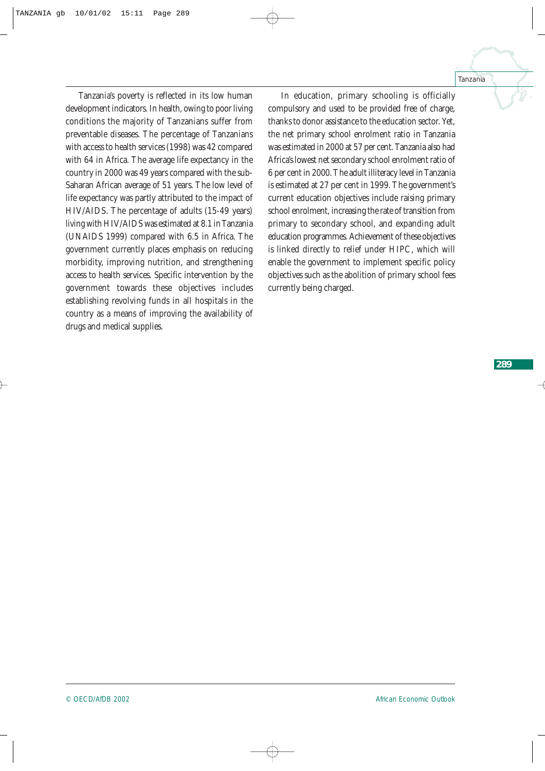Tanzania's poverty is reflected in its low human development indicators. In health, owing to poor living conditions the majority of Tanzanians suffer from preventable diseases. The percentage of Tanzanians with access to health services (1998) was 42 compared with 64 in Africa. The average life expectancy in the country in 2000 was 49 years compared with the sub-Saharan African average of 51 years. The low level of life expectancy was partly attributed to the impact of HIV/AIDS. The percentage of adults (15-49 years) living with HIV/AIDS was estimated at 8.1 in Tanzania (UNAIDS 1999) compared with 6.5 in Africa. The government currently places emphasis on reducing morbidity, improving nutrition, and strengthening access to health services. Specific intervention by the government towards these objectives includes establishing revolving funds in all hospitals in the country as a means of improving the availability of drugs and medical supplies.

In education, primary schooling is officially compulsory and used to be provided free of charge, thanks to donor assistance to the education sector. Yet, the net primary school enrolment ratio in Tanzania was estimated in 2000 at 57 per cent. Tanzania also had Africa's lowest net secondary school enrolment ratio of 6 per cent in 2000. The adult illiteracy level in Tanzania is estimated at 27 per cent in 1999. The government's current education objectives include raising primary school enrolment, increasing the rate of transition from primary to secondary school, and expanding adult education programmes. Achievement of these objectives is linked directly to relief under HIPC, which will enable the government to implement specific policy objectives such as the abolition of primary school fees currently being charged.